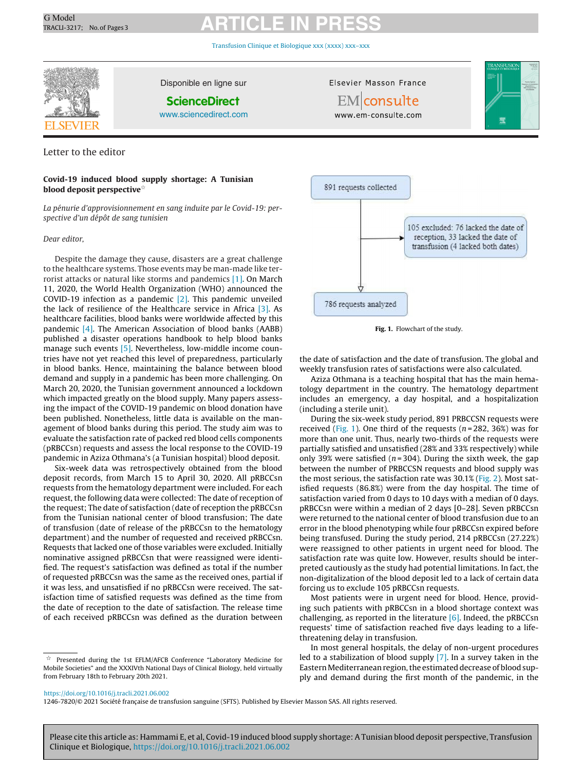Letter to the editor

# Covid-19 induced blood supply shortage: A Tunisian blood deposit perspective[☆]

*La pénurie d'approvisionnement en sang induite par le Covid-19: perspective d'un dépôt de sang tunisien*

*Dear editor,*

Despite the damage they cause, disasters are a great challenge to the healthcare systems. Those events may be man-made like terrorist attacks or natural like storms and pandemics [1]. On March 11, 2020, the World Health Organization (WHO) announced the COVID-19 infection as a pandemic [2]. This pandemic unveiled the lack of resilience of the Healthcare service in Africa [3]. As healthcare facilities, blood banks were worldwide affected by this pandemic [4]. The American Association of blood banks (AABB) published a disaster operations handbook to help blood banks manage such events [5]. Nevertheless, low-middle income countries have not yet reached this level of preparedness, particularly in blood banks. Hence, maintaining the balance between blood demand and supply in a pandemic has been more challenging. On March 20, 2020, the Tunisian government announced a lockdown which impacted greatly on the blood supply. Many papers assessing the impact of the COVID-19 pandemic on blood donation have been published. Nonetheless, little data is available on the management of blood banks during this period. The study aim was to evaluate the satisfaction rate of packed red blood cells components (pRBCCsn) requests and assess the local response to the COVID-19 pandemic in Aziza Othmana's (a Tunisian hospital) blood deposit.

Six-week data was retrospectively obtained from the blood deposit records, from March 15 to April 30, 2020. All pRBCCsn requests from the hematology department were included. For each request, the following data were collected: The date of reception of the request; The date of satisfaction (date of reception the pRBCCsn from the Tunisian national center of blood transfusion; The date of transfusion (date of release of the pRBCCsn to the hematology department) and the number of requested and received pRBCCsn. Requests that lacked one of those variables were excluded. Initially nominative assigned pRBCCsn that were reassigned were identified. The request's satisfaction was defined as total if the number of requested pRBCCsn was the same as the received ones, partial if it was less, and unsatisfied if no pRBCCsn were received. The satisfaction time of satisfied requests was defined as the time from the date of reception to the date of satisfaction. The release time of each received pRBCCsn was defined as the duration between the date of satisfaction and the date of transfusion. The global and weekly transfusion rates of satisfactions were also calculated.

Fig. 1. Flowchart of the study.

Aziza Othmana is a teaching hospital that has the main hematology department in the country. The hematology department includes an emergency, a day hospital, and a hospitalization (including a sterile unit).

During the six-week study period, 891 PRBCCSN requests were received (Fig. 1). One third of the requests ($n = 282$, 36%) was for more than one unit. Thus, nearly two-thirds of the requests were partially satisfied and unsatisfied (28% and 33% respectively) while only 39% were satisfied ($n = 304$). During the sixth week, the gap between the number of PRBCCSN requests and blood supply was the most serious, the satisfaction rate was 30.1% (Fig. 2). Most satisfied requests (86.8%) were from the day hospital. The time of satisfaction varied from 0 days to 10 days with a median of 0 days. pRBCCsn were within a median of 2 days [0–28]. Seven pRBCCsn were returned to the national center of blood transfusion due to an error in the blood phenotyping while four pRBCCsn expired before being transfused. During the study period, 214 pRBCCsn (27.22%) were reassigned to other patients in urgent need for blood. The satisfaction rate was quite low. However, results should be interpreted cautiously as the study had potential limitations. In fact, the non-digitalization of the blood deposit led to a lack of certain data forcing us to exclude 105 pRBCCsn requests.

Most patients were in urgent need for blood. Hence, providing such patients with pRBCCsn in a blood shortage context was challenging, as reported in the literature [6]. Indeed, the pRBCCsn requests' time of satisfaction reached five days leading to a life-threatening delay in transfusion.

In most general hospitals, the delay of non-urgent procedures led to a stabilization of blood supply [7]. In a survey taken in the Eastern Mediterranean region, the estimated decrease of blood supply and demand during the first month of the pandemic, in the

[☆] Presented during the 1st EFLM/AFCB Conference "Laboratory Medicine for Mobile Societies" and the XXXIVth National Days of Clinical Biology, held virtually from February 18th to February 20th 2021.

https://doi.org/10.1016/j.tracli.2021.06.002
1246-7820/© 2021 Société française de transfusion sanguine (SFTS). Published by Elsevier Masson SAS. All rights reserved.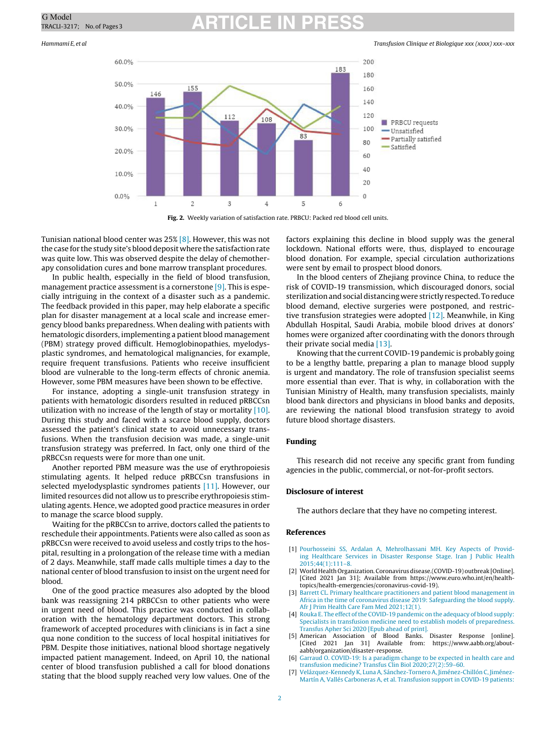Fig. 2. Weekly variation of satisfaction rate. PRBCU: Packed red blood cell units.

Tunisian national blood center was 25% [8]. However, this was not the case for the study site's blood deposit where the satisfaction rate was quite low. This was observed despite the delay of chemotherapy consolidation cures and bone marrow transplant procedures.

In public health, especially in the field of blood transfusion, management practice assessment is a cornerstone [9]. This is especially intriguing in the context of a disaster such as a pandemic. The feedback provided in this paper, may help elaborate a specific plan for disaster management at a local scale and increase emergency blood banks preparedness. When dealing with patients with hematologic disorders, implementing a patient blood management (PBM) strategy proved difficult. Hemoglobinopathies, myelodysplastic syndromes, and hematological malignancies, for example, require frequent transfusions. Patients who receive insufficient blood are vulnerable to the long-term effects of chronic anemia. However, some PBM measures have been shown to be effective.

For instance, adopting a single-unit transfusion strategy in patients with hematologic disorders resulted in reduced pRBCCsn utilization with no increase of the length of stay or mortality [10]. During this study and faced with a scarce blood supply, doctors assessed the patient's clinical state to avoid unnecessary transfusions. When the transfusion decision was made, a single-unit transfusion strategy was preferred. In fact, only one third of the pRBCCsn requests were for more than one unit.

Another reported PBM measure was the use of erythropoiesis stimulating agents. It helped reduce pRBCCsn transfusions in selected myelodysplastic syndromes patients [11]. However, our limited resources did not allow us to prescribe erythropoiesis stimulating agents. Hence, we adopted good practice measures in order to manage the scarce blood supply.

Waiting for the pRBCCsn to arrive, doctors called the patients to reschedule their appointments. Patients were also called as soon as pRBCCsn were received to avoid useless and costly trips to the hospital, resulting in a prolongation of the release time with a median of 2 days. Meanwhile, staff made calls multiple times a day to the national center of blood transfusion to insist on the urgent need for blood.

One of the good practice measures also adopted by the blood bank was reassigning 214 pRBCCsn to other patients who were in urgent need of blood. This practice was conducted in collaboration with the hematology department doctors. This strong framework of accepted procedures with clinicians is in fact a sine qua none condition to the success of local hospital initiatives for PBM. Despite those initiatives, national blood shortage negatively impacted patient management. Indeed, on April 10, the national center of blood transfusion published a call for blood donations stating that the blood supply reached very low values. One of the factors explaining this decline in blood supply was the general lockdown. National efforts were, thus, displayed to encourage blood donation. For example, special circulation authorizations were sent by email to prospect blood donors.

In the blood centers of Zhejiang province China, to reduce the risk of COVID-19 transmission, which discouraged donors, social sterilization and social distancing were strictly respected. To reduce blood demand, elective surgeries were postponed, and restrictive transfusion strategies were adopted [12]. Meanwhile, in King Abdullah Hospital, Saudi Arabia, mobile blood drives at donors' homes were organized after coordinating with the donors through their private social media [13].

Knowing that the current COVID-19 pandemic is probably going to be a lengthy battle, preparing a plan to manage blood supply is urgent and mandatory. The role of transfusion specialist seems more essential than ever. That is why, in collaboration with the Tunisian Ministry of Health, many transfusion specialists, mainly blood bank directors and physicians in blood banks and deposits, are reviewing the national blood transfusion strategy to avoid future blood shortage disasters.

## Funding

This research did not receive any specific grant from funding agencies in the public, commercial, or not-for-profit sectors.

## Disclosure of interest

The authors declare that they have no competing interest.

## References

[1] Pourhosseini SS, Ardalan A, Mehrolhassani MH. Key Aspects of Providing Healthcare Services in Disaster Response Stage. Iran J Public Health 2015;44(1):111–8.

[2] World Health Organization. Coronavirus disease.(COVID-19) outbreak [Online]. [Cited 2021 Jan 31]; Available from https://www.euro.who.int/en/health-topics/health-emergencies/coronavirus-covid-19).

[3] Barrett CL. Primary healthcare practitioners and patient blood management in Africa in the time of coronavirus disease 2019: Safeguarding the blood supply. Afr J Prim Health Care Fam Med 2021;12(1).

[4] Rouka E. The effect of the COVID-19 pandemic on the adequacy of blood supply: Specialists in transfusion medicine need to establish models of preparedness. Transfus Apher Sci 2020 [Epub ahead of print].

[5] American Association of Blood Banks. Disaster Response [online]. [Cited 2021 Jan 31] Available from: https://www.aabb.org/about-aabb/organization/disaster-response.

[6] Garraud O. COVID-19: Is a paradigm change to be expected in health care and transfusion medicine? Transfus Clin Biol 2020;27(2):59–60.

[7] Velázquez-Kennedy K, Luna A, Sánchez-Tornero A, Jiménez-Chillón C, Jiménez-Martín A, Vallés Carboneras A, et al. Transfusion support in COVID-19 patients: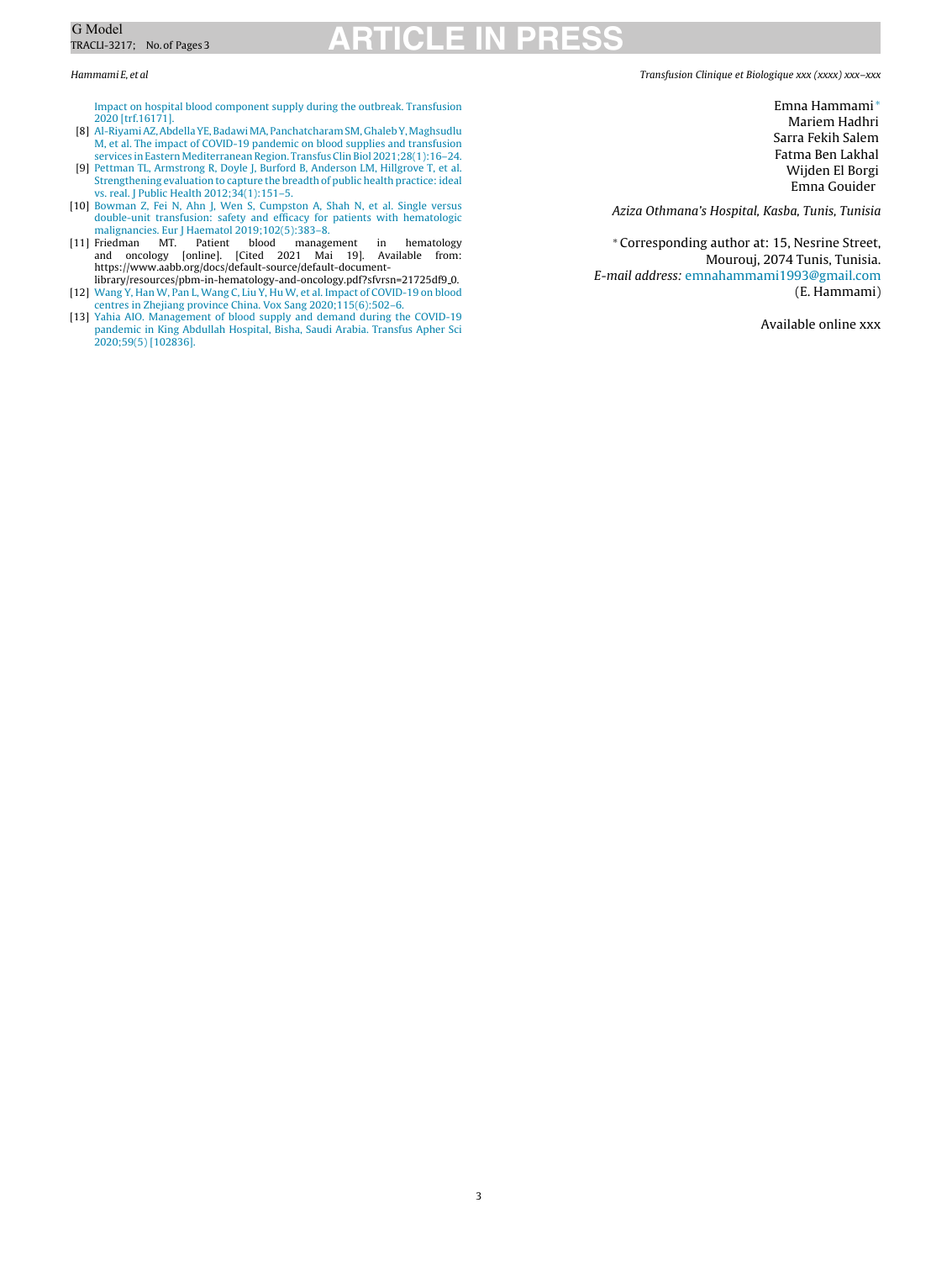Impact on hospital blood component supply during the outbreak. Transfusion 2020 [trf.16171].

[8] Al-Riyami AZ, Abdella YE, Badawi MA, Panchatcharam SM, Ghaleb Y, Maghsudlu M, et al. The impact of COVID-19 pandemic on blood supplies and transfusion services in Eastern Mediterranean Region. Transfus Clin Biol 2021;28(1):16–24.

[9] Pettman TL, Armstrong R, Doyle J, Burford B, Anderson LM, Hillgrove T, et al. Strengthening evaluation to capture the breadth of public health practice: ideal vs. real. J Public Health 2012;34(1):151–5.

[10] Bowman Z, Fei N, Ahn J, Wen S, Cumpston A, Shah N, et al. Single versus double-unit transfusion: safety and efficacy for patients with hematologic malignancies. Eur J Haematol 2019;102(5):383–8.

[11] Friedman MT. Patient blood management in hematology and oncology [online]. [Cited 2021 Mai 19]. Available from: https://www.aabb.org/docs/default-source/default-document-library/resources/pbm-in-hematology-and-oncology.pdf?sfvrsn=21725df9_0.

[12] Wang Y, Han W, Pan L, Wang C, Liu Y, Hu W, et al. Impact of COVID-19 on blood centres in Zhejiang province China. Vox Sang 2020;115(6):502–6.

[13] Yahia AIO. Management of blood supply and demand during the COVID-19 pandemic in King Abdullah Hospital, Bisha, Saudi Arabia. Transfus Apher Sci 2020;59(5) [102836].

Emna Hammami*
Mariem Hadhri
Sarra Fekih Salem
Fatma Ben Lakhal
Wijden El Borgi
Emna Gouider

*Aziza Othmana's Hospital, Kasba, Tunis, Tunisia*

* Corresponding author at: 15, Nesrine Street, Mourouj, 2074 Tunis, Tunisia.
*E-mail address:* emnahammami1993@gmail.com (E. Hammami)

Available online xxx